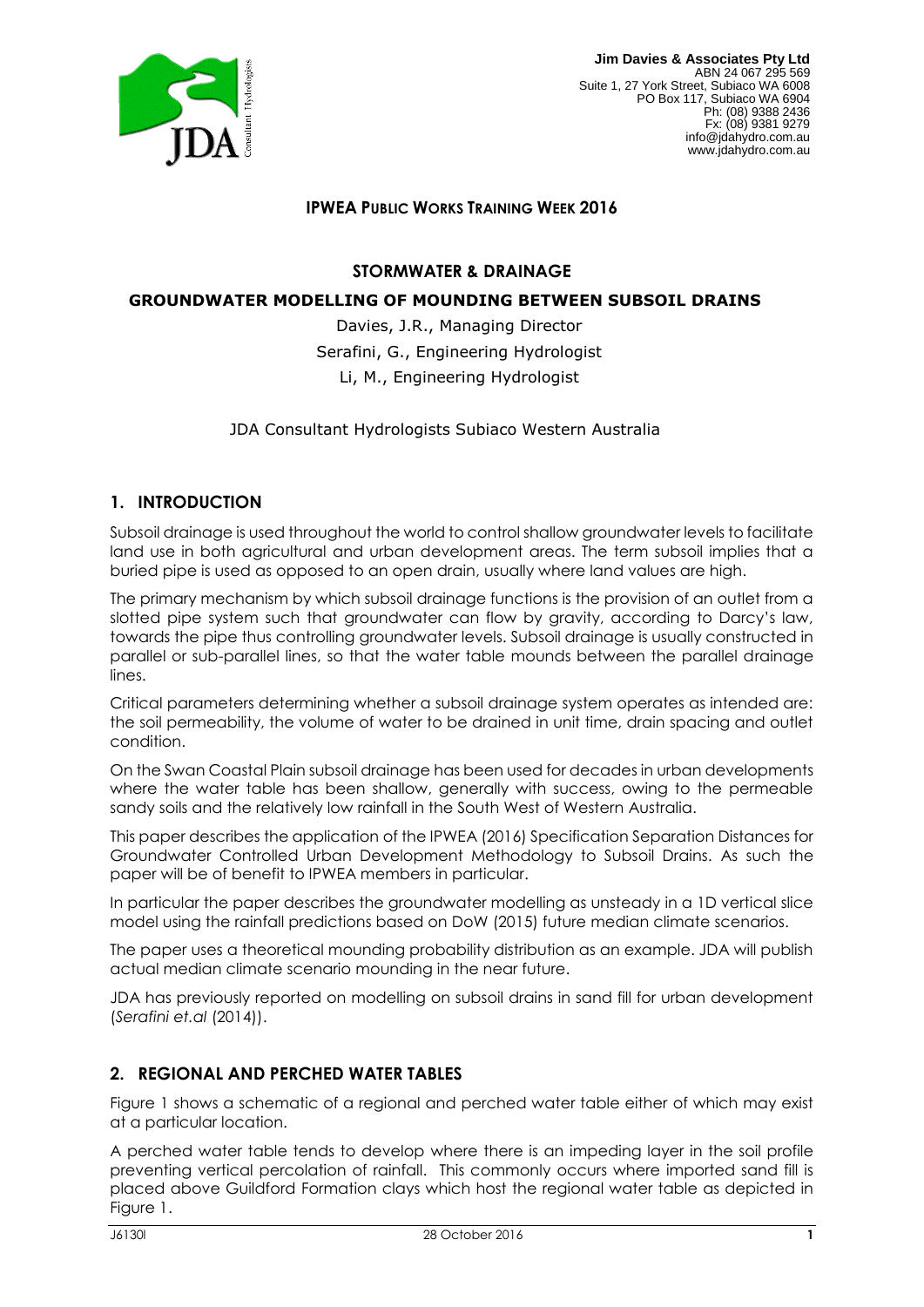Jim Davies & Associates Pty Ltd
ABN 24 067 295 569
Suite 1, 27 York Street, Subiaco WA 6008
PO Box 117, Subiaco WA 6904
Ph: (08) 9388 2436
Fx: (08) 9381 9279
info@jdahydro.com.au
www.jdahydro.com.au

**IPWEA PUBLIC WORKS TRAINING WEEK 2016**

**STORMWATER & DRAINAGE**

# GROUNDWATER MODELLING OF MOUNDING BETWEEN SUBSOIL DRAINS

Davies, J.R., Managing Director

Serafini, G., Engineering Hydrologist

Li, M., Engineering Hydrologist

JDA Consultant Hydrologists Subiaco Western Australia

## 1. INTRODUCTION

Subsoil drainage is used throughout the world to control shallow groundwater levels to facilitate land use in both agricultural and urban development areas. The term subsoil implies that a buried pipe is used as opposed to an open drain, usually where land values are high.

The primary mechanism by which subsoil drainage functions is the provision of an outlet from a slotted pipe system such that groundwater can flow by gravity, according to Darcy's law, towards the pipe thus controlling groundwater levels. Subsoil drainage is usually constructed in parallel or sub-parallel lines, so that the water table mounds between the parallel drainage lines.

Critical parameters determining whether a subsoil drainage system operates as intended are: the soil permeability, the volume of water to be drained in unit time, drain spacing and outlet condition.

On the Swan Coastal Plain subsoil drainage has been used for decades in urban developments where the water table has been shallow, generally with success, owing to the permeable sandy soils and the relatively low rainfall in the South West of Western Australia.

This paper describes the application of the IPWEA (2016) Specification Separation Distances for Groundwater Controlled Urban Development Methodology to Subsoil Drains. As such the paper will be of benefit to IPWEA members in particular.

In particular the paper describes the groundwater modelling as unsteady in a 1D vertical slice model using the rainfall predictions based on DoW (2015) future median climate scenarios.

The paper uses a theoretical mounding probability distribution as an example. JDA will publish actual median climate scenario mounding in the near future.

JDA has previously reported on modelling on subsoil drains in sand fill for urban development (*Serafini et.al* (2014)).

## 2. REGIONAL AND PERCHED WATER TABLES

Figure 1 shows a schematic of a regional and perched water table either of which may exist at a particular location.

A perched water table tends to develop where there is an impeding layer in the soil profile preventing vertical percolation of rainfall. This commonly occurs where imported sand fill is placed above Guildford Formation clays which host the regional water table as depicted in Figure 1.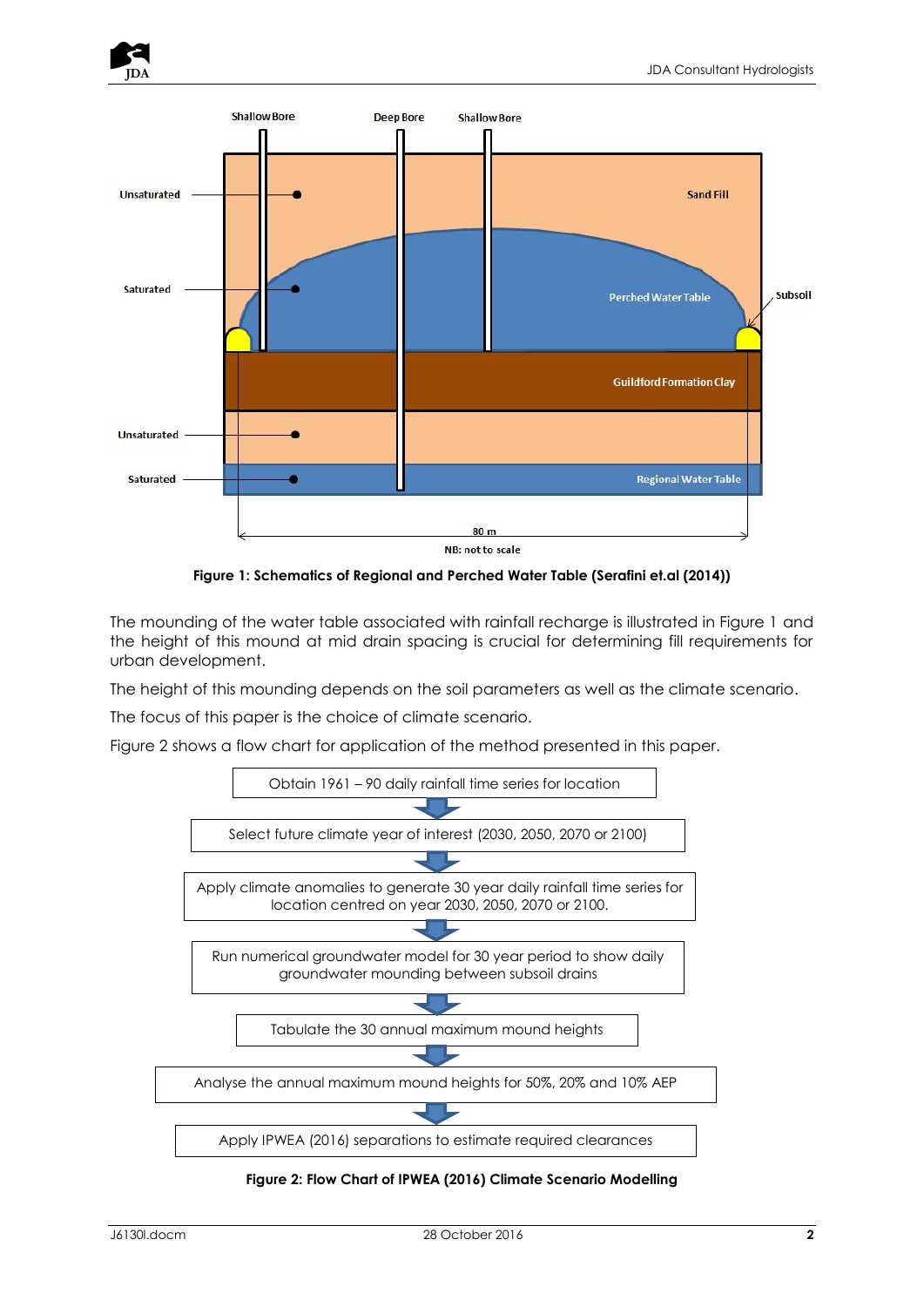Figure 1: Schematics of Regional and Perched Water Table (Serafini et.al (2014))

The mounding of the water table associated with rainfall recharge is illustrated in Figure 1 and the height of this mound at mid drain spacing is crucial for determining fill requirements for urban development.

The height of this mounding depends on the soil parameters as well as the climate scenario.

The focus of this paper is the choice of climate scenario.

Figure 2 shows a flow chart for application of the method presented in this paper.

Obtain 1961 – 90 daily rainfall time series for location

↓

Select future climate year of interest (2030, 2050, 2070 or 2100)

↓

Apply climate anomalies to generate 30 year daily rainfall time series for location centred on year 2030, 2050, 2070 or 2100.

↓

Run numerical groundwater model for 30 year period to show daily groundwater mounding between subsoil drains

↓

Tabulate the 30 annual maximum mound heights

↓

Analyse the annual maximum mound heights for 50%, 20% and 10% AEP

↓

Apply IPWEA (2016) separations to estimate required clearances

Figure 2: Flow Chart of IPWEA (2016) Climate Scenario Modelling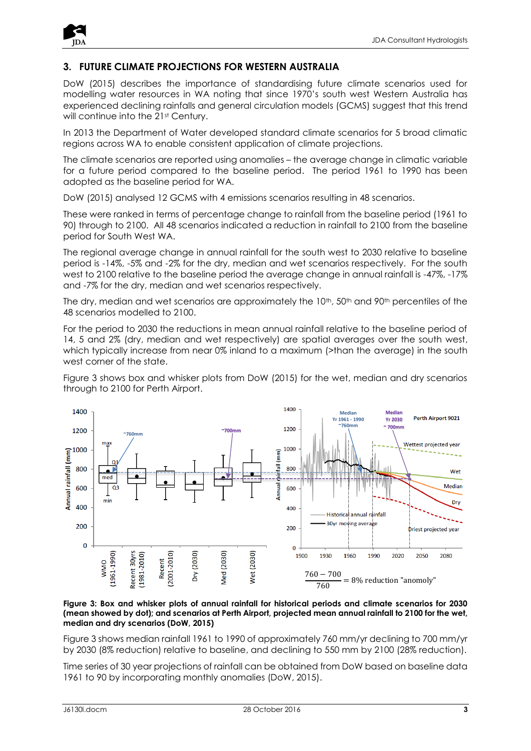## 3. FUTURE CLIMATE PROJECTIONS FOR WESTERN AUSTRALIA

DoW (2015) describes the importance of standardising future climate scenarios used for modelling water resources in WA noting that since 1970's south west Western Australia has experienced declining rainfalls and general circulation models (GCMS) suggest that this trend will continue into the 21st Century.

In 2013 the Department of Water developed standard climate scenarios for 5 broad climatic regions across WA to enable consistent application of climate projections.

The climate scenarios are reported using anomalies – the average change in climatic variable for a future period compared to the baseline period. The period 1961 to 1990 has been adopted as the baseline period for WA.

DoW (2015) analysed 12 GCMS with 4 emissions scenarios resulting in 48 scenarios.

These were ranked in terms of percentage change to rainfall from the baseline period (1961 to 90) through to 2100. All 48 scenarios indicated a reduction in rainfall to 2100 from the baseline period for South West WA.

The regional average change in annual rainfall for the south west to 2030 relative to baseline period is -14%, -5% and -2% for the dry, median and wet scenarios respectively. For the south west to 2100 relative to the baseline period the average change in annual rainfall is -47%, -17% and -7% for the dry, median and wet scenarios respectively.

The dry, median and wet scenarios are approximately the 10th, 50th and 90th percentiles of the 48 scenarios modelled to 2100.

For the period to 2030 the reductions in mean annual rainfall relative to the baseline period of 14, 5 and 2% (dry, median and wet respectively) are spatial averages over the south west, which typically increase from near 0% inland to a maximum (>than the average) in the south west corner of the state.

Figure 3 shows box and whisker plots from DoW (2015) for the wet, median and dry scenarios through to 2100 for Perth Airport.

$$\frac{760 - 700}{760} = 8\% \text{ reduction "anomoly"}$$

**Figure 3: Box and whisker plots of annual rainfall for historical periods and climate scenarios for 2030 (mean showed by dot); and scenarios at Perth Airport, projected mean annual rainfall to 2100 for the wet, median and dry scenarios (DoW, 2015)**

Figure 3 shows median rainfall 1961 to 1990 of approximately 760 mm/yr declining to 700 mm/yr by 2030 (8% reduction) relative to baseline, and declining to 550 mm by 2100 (28% reduction).

Time series of 30 year projections of rainfall can be obtained from DoW based on baseline data 1961 to 90 by incorporating monthly anomalies (DoW, 2015).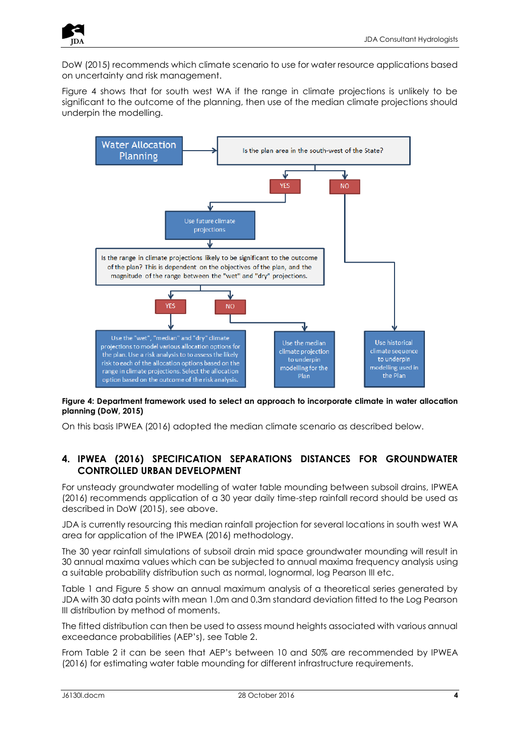DoW (2015) recommends which climate scenario to use for water resource applications based on uncertainty and risk management.

Figure 4 shows that for south west WA if the range in climate projections is unlikely to be significant to the outcome of the planning, then use of the median climate projections should underpin the modelling.

Water Allocation Planning → Is the plan area in the south-west of the State?

- YES → Use future climate projections → Is the range in climate projections likely to be significant to the outcome of the plan? This is dependent on the objectives of the plan, and the magnitude of the range between the "wet" and "dry" projections.
  - YES → Use the "wet", "median" and "dry" climate projections to model various allocation options for the plan. Use a risk analysis to assess the likely risk to each of the allocation options based on the range in climate projections. Select the allocation option based on the outcome of the risk analysis.
  - NO → Use the median climate projection to underpin modelling for the Plan
- NO → Use historical climate sequence to underpin modelling used in the Plan

**Figure 4: Department framework used to select an approach to incorporate climate in water allocation planning (DoW, 2015)**

On this basis IPWEA (2016) adopted the median climate scenario as described below.

## 4. IPWEA (2016) SPECIFICATION SEPARATIONS DISTANCES FOR GROUNDWATER CONTROLLED URBAN DEVELOPMENT

For unsteady groundwater modelling of water table mounding between subsoil drains, IPWEA (2016) recommends application of a 30 year daily time-step rainfall record should be used as described in DoW (2015), see above.

JDA is currently resourcing this median rainfall projection for several locations in south west WA area for application of the IPWEA (2016) methodology.

The 30 year rainfall simulations of subsoil drain mid space groundwater mounding will result in 30 annual maxima values which can be subjected to annual maxima frequency analysis using a suitable probability distribution such as normal, lognormal, log Pearson III etc.

Table 1 and Figure 5 show an annual maximum analysis of a theoretical series generated by JDA with 30 data points with mean 1.0m and 0.3m standard deviation fitted to the Log Pearson III distribution by method of moments.

The fitted distribution can then be used to assess mound heights associated with various annual exceedance probabilities (AEP's), see Table 2.

From Table 2 it can be seen that AEP's between 10 and 50% are recommended by IPWEA (2016) for estimating water table mounding for different infrastructure requirements.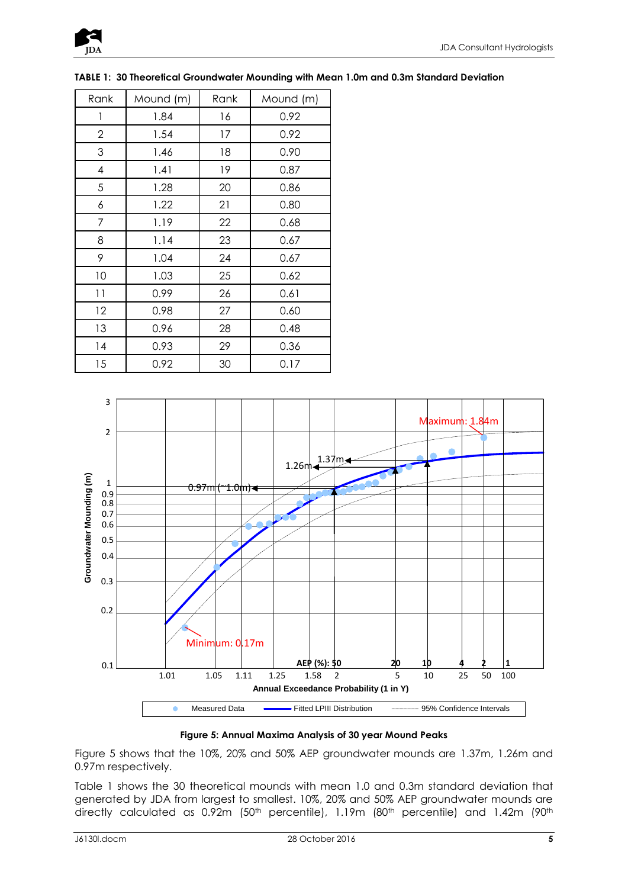**TABLE 1: 30 Theoretical Groundwater Mounding with Mean 1.0m and 0.3m Standard Deviation**

| Rank | Mound (m) | Rank | Mound (m) |
|---|---|---|---|
| 1 | 1.84 | 16 | 0.92 |
| 2 | 1.54 | 17 | 0.92 |
| 3 | 1.46 | 18 | 0.90 |
| 4 | 1.41 | 19 | 0.87 |
| 5 | 1.28 | 20 | 0.86 |
| 6 | 1.22 | 21 | 0.80 |
| 7 | 1.19 | 22 | 0.68 |
| 8 | 1.14 | 23 | 0.67 |
| 9 | 1.04 | 24 | 0.67 |
| 10 | 1.03 | 25 | 0.62 |
| 11 | 0.99 | 26 | 0.61 |
| 12 | 0.98 | 27 | 0.60 |
| 13 | 0.96 | 28 | 0.48 |
| 14 | 0.93 | 29 | 0.36 |
| 15 | 0.92 | 30 | 0.17 |

**Figure 5: Annual Maxima Analysis of 30 year Mound Peaks**

Figure 5 shows that the 10%, 20% and 50% AEP groundwater mounds are 1.37m, 1.26m and 0.97m respectively.

Table 1 shows the 30 theoretical mounds with mean 1.0 and 0.3m standard deviation that generated by JDA from largest to smallest. 10%, 20% and 50% AEP groundwater mounds are directly calculated as 0.92m (50th percentile), 1.19m (80th percentile) and 1.42m (90th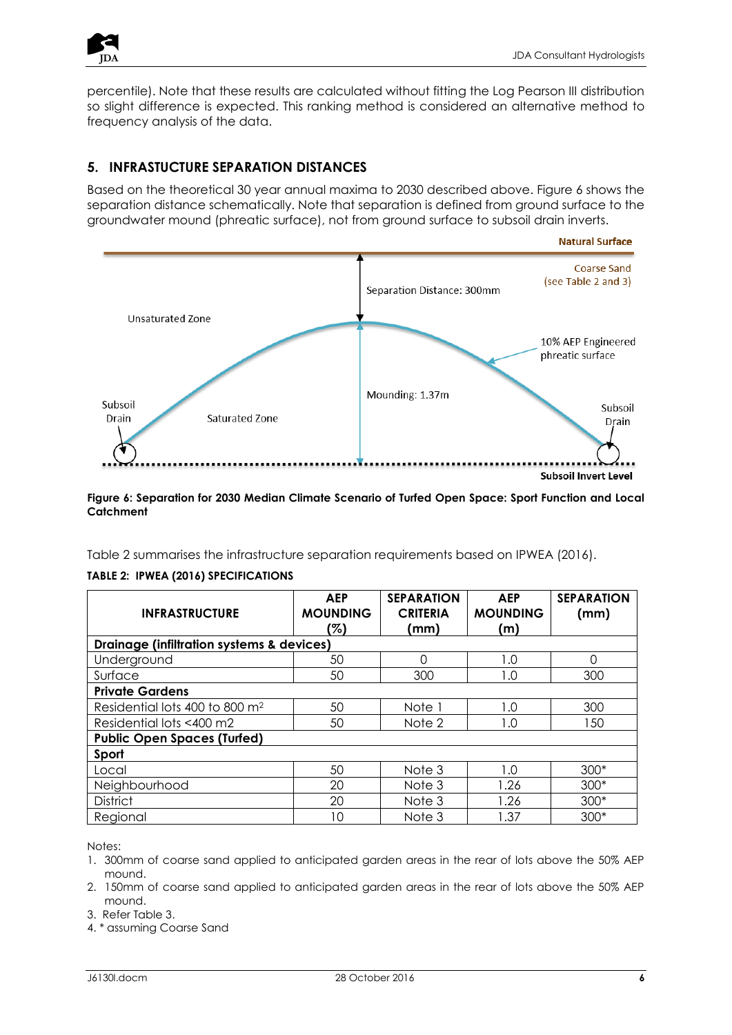percentile). Note that these results are calculated without fitting the Log Pearson III distribution so slight difference is expected. This ranking method is considered an alternative method to frequency analysis of the data.

## 5. INFRASTUCTURE SEPARATION DISTANCES

Based on the theoretical 30 year annual maxima to 2030 described above. Figure 6 shows the separation distance schematically. Note that separation is defined from ground surface to the groundwater mound (phreatic surface), not from ground surface to subsoil drain inverts.

**Figure 6: Separation for 2030 Median Climate Scenario of Turfed Open Space: Sport Function and Local Catchment**

Table 2 summarises the infrastructure separation requirements based on IPWEA (2016).

**TABLE 2: IPWEA (2016) SPECIFICATIONS**

| INFRASTRUCTURE | AEP MOUNDING (%) | SEPARATION CRITERIA (mm) | AEP MOUNDING (m) | SEPARATION (mm) |
|---|---|---|---|---|
| **Drainage (infiltration systems & devices)** | | | | |
| Underground | 50 | 0 | 1.0 | 0 |
| Surface | 50 | 300 | 1.0 | 300 |
| **Private Gardens** | | | | |
| Residential lots 400 to 800 m² | 50 | Note 1 | 1.0 | 300 |
| Residential lots <400 m2 | 50 | Note 2 | 1.0 | 150 |
| **Public Open Spaces (Turfed)** | | | | |
| **Sport** | | | | |
| Local | 50 | Note 3 | 1.0 | 300* |
| Neighbourhood | 20 | Note 3 | 1.26 | 300* |
| District | 20 | Note 3 | 1.26 | 300* |
| Regional | 10 | Note 3 | 1.37 | 300* |

Notes:

1. 300mm of coarse sand applied to anticipated garden areas in the rear of lots above the 50% AEP mound.
2. 150mm of coarse sand applied to anticipated garden areas in the rear of lots above the 50% AEP mound.
3. Refer Table 3.
4. * assuming Coarse Sand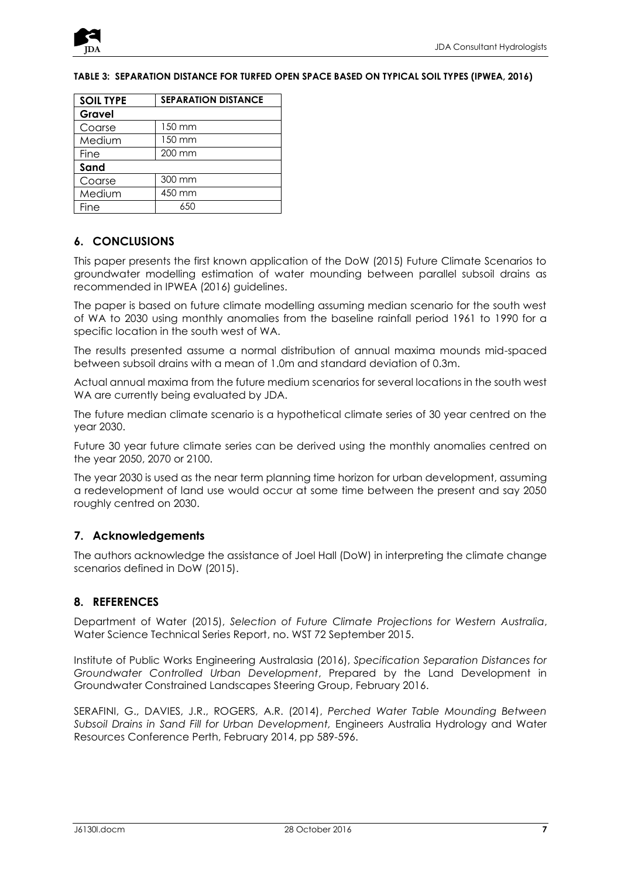**TABLE 3: SEPARATION DISTANCE FOR TURFED OPEN SPACE BASED ON TYPICAL SOIL TYPES (IPWEA, 2016)**

| SOIL TYPE | SEPARATION DISTANCE |
|---|---|
| **Gravel** | |
| Coarse | 150 mm |
| Medium | 150 mm |
| Fine | 200 mm |
| **Sand** | |
| Coarse | 300 mm |
| Medium | 450 mm |
| Fine | 650 |

## 6. CONCLUSIONS

This paper presents the first known application of the DoW (2015) Future Climate Scenarios to groundwater modelling estimation of water mounding between parallel subsoil drains as recommended in IPWEA (2016) guidelines.

The paper is based on future climate modelling assuming median scenario for the south west of WA to 2030 using monthly anomalies from the baseline rainfall period 1961 to 1990 for a specific location in the south west of WA.

The results presented assume a normal distribution of annual maxima mounds mid-spaced between subsoil drains with a mean of 1.0m and standard deviation of 0.3m.

Actual annual maxima from the future medium scenarios for several locations in the south west WA are currently being evaluated by JDA.

The future median climate scenario is a hypothetical climate series of 30 year centred on the year 2030.

Future 30 year future climate series can be derived using the monthly anomalies centred on the year 2050, 2070 or 2100.

The year 2030 is used as the near term planning time horizon for urban development, assuming a redevelopment of land use would occur at some time between the present and say 2050 roughly centred on 2030.

## 7. Acknowledgements

The authors acknowledge the assistance of Joel Hall (DoW) in interpreting the climate change scenarios defined in DoW (2015).

## 8. REFERENCES

Department of Water (2015), *Selection of Future Climate Projections for Western Australia*, Water Science Technical Series Report, no. WST 72 September 2015.

Institute of Public Works Engineering Australasia (2016), *Specification Separation Distances for Groundwater Controlled Urban Development*, Prepared by the Land Development in Groundwater Constrained Landscapes Steering Group, February 2016.

SERAFINI, G., DAVIES, J.R., ROGERS, A.R. (2014), *Perched Water Table Mounding Between Subsoil Drains in Sand Fill for Urban Development*, Engineers Australia Hydrology and Water Resources Conference Perth, February 2014, pp 589-596.